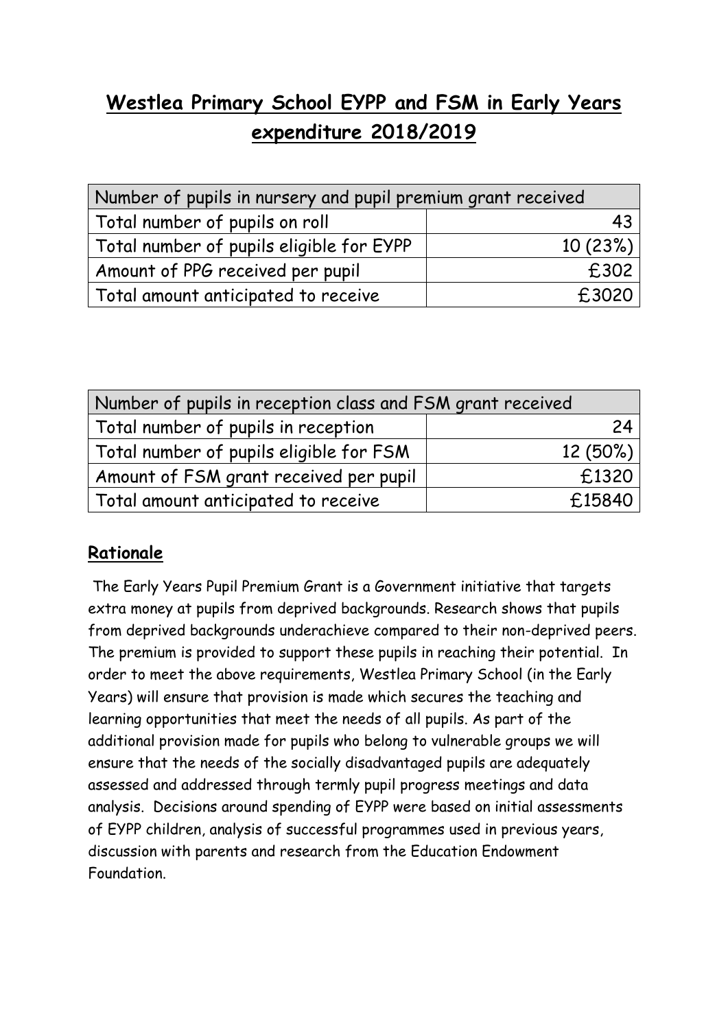# Westlea Primary School EYPP and FSM in Early Years expenditure 2018/2019

| Number of pupils in nursery and pupil premium grant received | |
|---|---|
| Total number of pupils on roll | 43 |
| Total number of pupils eligible for EYPP | 10 (23%) |
| Amount of PPG received per pupil | £302 |
| Total amount anticipated to receive | £3020 |

| Number of pupils in reception class and FSM grant received | |
|---|---|
| Total number of pupils in reception | 24 |
| Total number of pupils eligible for FSM | 12 (50%) |
| Amount of FSM grant received per pupil | £1320 |
| Total amount anticipated to receive | £15840 |

## Rationale

The Early Years Pupil Premium Grant is a Government initiative that targets extra money at pupils from deprived backgrounds. Research shows that pupils from deprived backgrounds underachieve compared to their non-deprived peers. The premium is provided to support these pupils in reaching their potential. In order to meet the above requirements, Westlea Primary School (in the Early Years) will ensure that provision is made which secures the teaching and learning opportunities that meet the needs of all pupils. As part of the additional provision made for pupils who belong to vulnerable groups we will ensure that the needs of the socially disadvantaged pupils are adequately assessed and addressed through termly pupil progress meetings and data analysis. Decisions around spending of EYPP were based on initial assessments of EYPP children, analysis of successful programmes used in previous years, discussion with parents and research from the Education Endowment Foundation.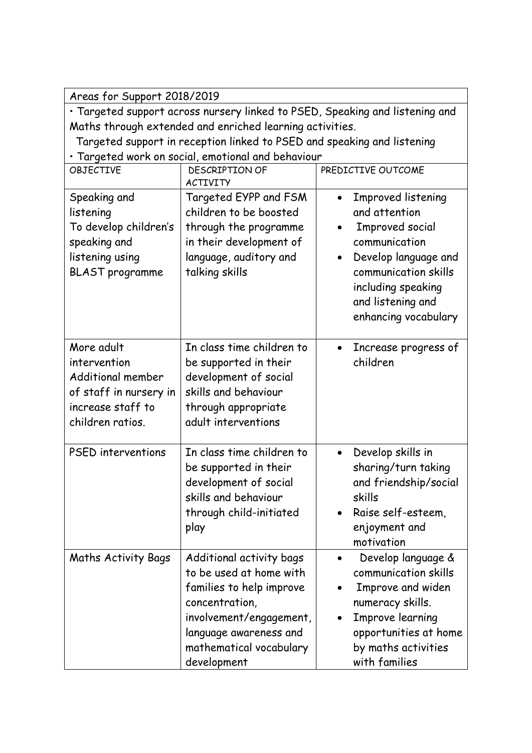| Areas for Support 2018/2019 | | |
|---|---|---|
| • Targeted support across nursery linked to PSED, Speaking and listening and Maths through extended and enriched learning activities.<br>Targeted support in reception linked to PSED and speaking and listening<br>• Targeted work on social, emotional and behaviour | | |
| OBJECTIVE | DESCRIPTION OF ACTIVITY | PREDICTIVE OUTCOME |
| Speaking and listening<br>To develop children's speaking and listening using BLAST programme | Targeted EYPP and FSM children to be boosted through the programme in their development of language, auditory and talking skills | • Improved listening and attention<br>• Improved social communication<br>• Develop language and communication skills including speaking and listening and enhancing vocabulary |
| More adult intervention<br>Additional member of staff in nursery in increase staff to children ratios. | In class time children to be supported in their development of social skills and behaviour through appropriate adult interventions | • Increase progress of children |
| PSED interventions | In class time children to be supported in their development of social skills and behaviour through child-initiated play | • Develop skills in sharing/turn taking and friendship/social skills<br>• Raise self-esteem, enjoyment and motivation |
| Maths Activity Bags | Additional activity bags to be used at home with families to help improve concentration, involvement/engagement, language awareness and mathematical vocabulary development | • Develop language & communication skills<br>• Improve and widen numeracy skills.<br>• Improve learning opportunities at home by maths activities with families |